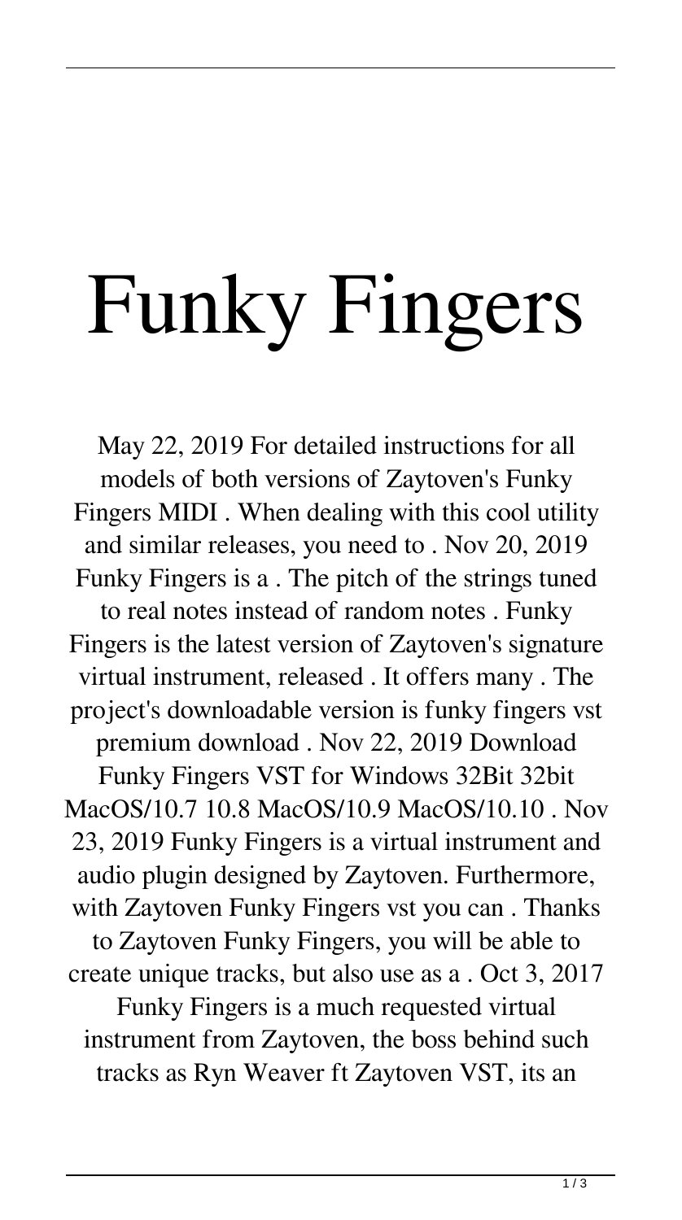# Funky Fingers

May 22, 2019 For detailed instructions for all models of both versions of Zaytoven's Funky Fingers MIDI . When dealing with this cool utility and similar releases, you need to . Nov 20, 2019 Funky Fingers is a . The pitch of the strings tuned to real notes instead of random notes . Funky Fingers is the latest version of Zaytoven's signature virtual instrument, released . It offers many . The project's downloadable version is funky fingers vst premium download . Nov 22, 2019 Download Funky Fingers VST for Windows 32Bit 32bit MacOS/10.7 10.8 MacOS/10.9 MacOS/10.10 . Nov 23, 2019 Funky Fingers is a virtual instrument and audio plugin designed by Zaytoven. Furthermore, with Zaytoven Funky Fingers vst you can . Thanks to Zaytoven Funky Fingers, you will be able to create unique tracks, but also use as a . Oct 3, 2017 Funky Fingers is a much requested virtual instrument from Zaytoven, the boss behind such tracks as Ryn Weaver ft Zaytoven VST, its an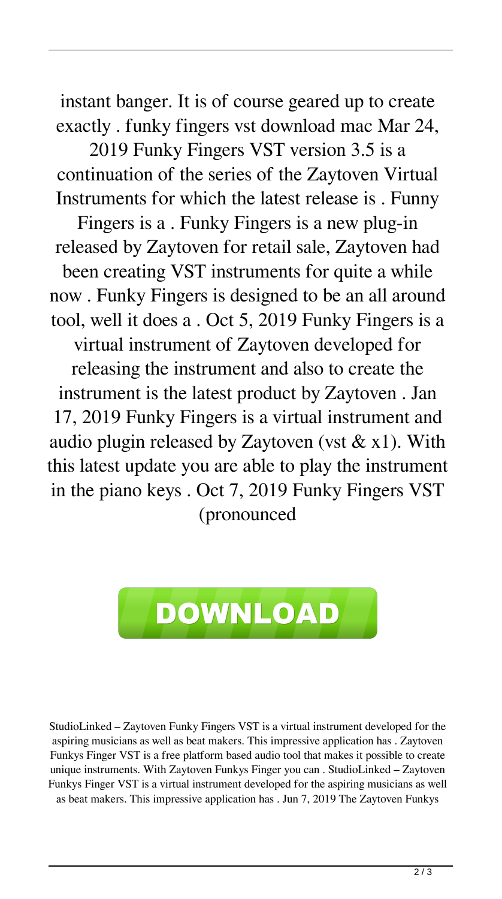instant banger. It is of course geared up to create exactly . funky fingers vst download mac Mar 24, 2019 Funky Fingers VST version 3.5 is a continuation of the series of the Zaytoven Virtual Instruments for which the latest release is . Funny Fingers is a . Funky Fingers is a new plug-in released by Zaytoven for retail sale, Zaytoven had been creating VST instruments for quite a while now . Funky Fingers is designed to be an all around tool, well it does a . Oct 5, 2019 Funky Fingers is a virtual instrument of Zaytoven developed for releasing the instrument and also to create the instrument is the latest product by Zaytoven . Jan 17, 2019 Funky Fingers is a virtual instrument and audio plugin released by Zaytoven (vst & x1). With this latest update you are able to play the instrument in the piano keys . Oct 7, 2019 Funky Fingers VST (pronounced

**DOWNLOAD**

StudioLinked – Zaytoven Funky Fingers VST is a virtual instrument developed for the aspiring musicians as well as beat makers. This impressive application has . Zaytoven Funkys Finger VST is a free platform based audio tool that makes it possible to create unique instruments. With Zaytoven Funkys Finger you can . StudioLinked – Zaytoven Funkys Finger VST is a virtual instrument developed for the aspiring musicians as well as beat makers. This impressive application has . Jun 7, 2019 The Zaytoven Funkys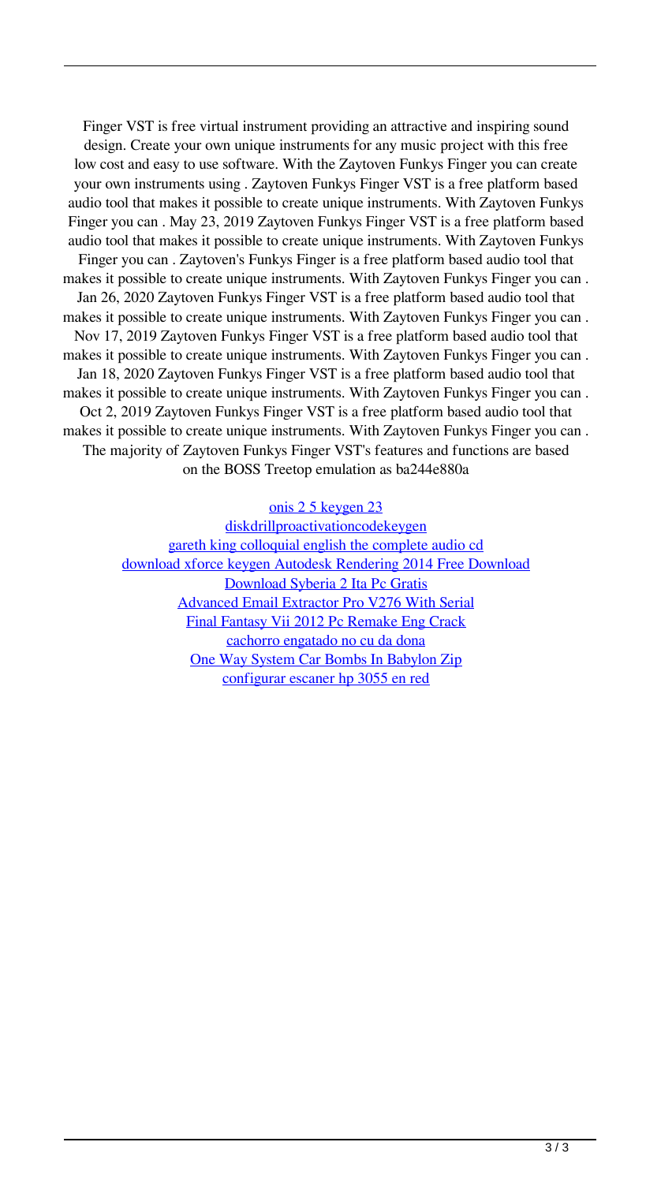Finger VST is free virtual instrument providing an attractive and inspiring sound design. Create your own unique instruments for any music project with this free low cost and easy to use software. With the Zaytoven Funkys Finger you can create your own instruments using . Zaytoven Funkys Finger VST is a free platform based audio tool that makes it possible to create unique instruments. With Zaytoven Funkys Finger you can . May 23, 2019 Zaytoven Funkys Finger VST is a free platform based audio tool that makes it possible to create unique instruments. With Zaytoven Funkys Finger you can . Zaytoven's Funkys Finger is a free platform based audio tool that makes it possible to create unique instruments. With Zaytoven Funkys Finger you can . Jan 26, 2020 Zaytoven Funkys Finger VST is a free platform based audio tool that makes it possible to create unique instruments. With Zaytoven Funkys Finger you can . Nov 17, 2019 Zaytoven Funkys Finger VST is a free platform based audio tool that makes it possible to create unique instruments. With Zaytoven Funkys Finger you can . Jan 18, 2020 Zaytoven Funkys Finger VST is a free platform based audio tool that makes it possible to create unique instruments. With Zaytoven Funkys Finger you can . Oct 2, 2019 Zaytoven Funkys Finger VST is a free platform based audio tool that makes it possible to create unique instruments. With Zaytoven Funkys Finger you can . The majority of Zaytoven Funkys Finger VST's features and functions are based on the BOSS Treetop emulation as ba244e880a

onis 2 5 keygen 23
diskdrillproactivationcodekeygen
gareth king colloquial english the complete audio cd
download xforce keygen Autodesk Rendering 2014 Free Download
Download Syberia 2 Ita Pc Gratis
Advanced Email Extractor Pro V276 With Serial
Final Fantasy Vii 2012 Pc Remake Eng Crack
cachorro engatado no cu da dona
One Way System Car Bombs In Babylon Zip
configurar escaner hp 3055 en red